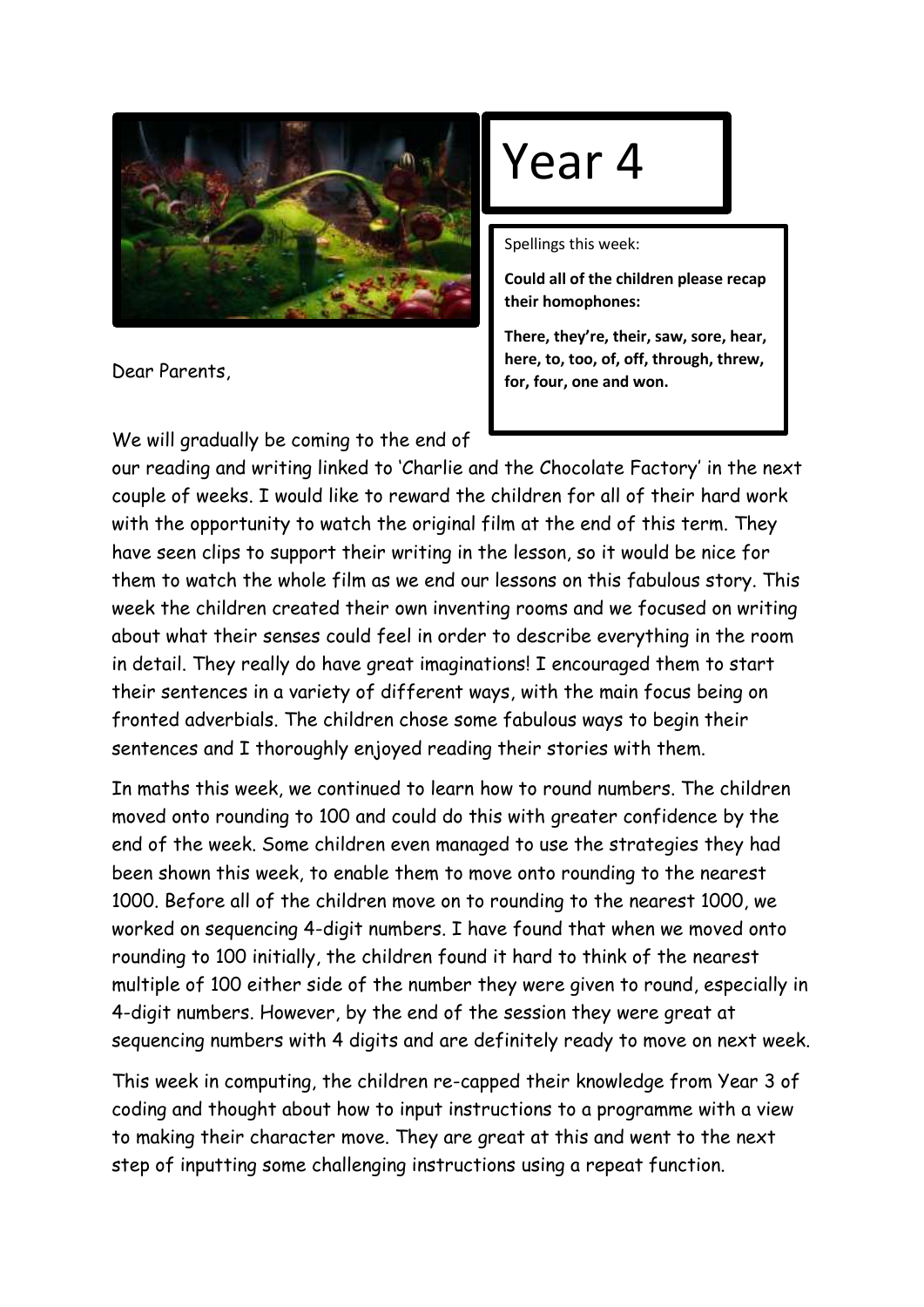# Year 4

Spellings this week:

**Could all of the children please recap their homophones:**

**There, they're, their, saw, sore, hear, here, to, too, of, off, through, threw, for, four, one and won.**

Dear Parents,

We will gradually be coming to the end of our reading and writing linked to 'Charlie and the Chocolate Factory' in the next couple of weeks. I would like to reward the children for all of their hard work with the opportunity to watch the original film at the end of this term. They have seen clips to support their writing in the lesson, so it would be nice for them to watch the whole film as we end our lessons on this fabulous story. This week the children created their own inventing rooms and we focused on writing about what their senses could feel in order to describe everything in the room in detail. They really do have great imaginations! I encouraged them to start their sentences in a variety of different ways, with the main focus being on fronted adverbials. The children chose some fabulous ways to begin their sentences and I thoroughly enjoyed reading their stories with them.

In maths this week, we continued to learn how to round numbers. The children moved onto rounding to 100 and could do this with greater confidence by the end of the week. Some children even managed to use the strategies they had been shown this week, to enable them to move onto rounding to the nearest 1000. Before all of the children move on to rounding to the nearest 1000, we worked on sequencing 4-digit numbers. I have found that when we moved onto rounding to 100 initially, the children found it hard to think of the nearest multiple of 100 either side of the number they were given to round, especially in 4-digit numbers. However, by the end of the session they were great at sequencing numbers with 4 digits and are definitely ready to move on next week.

This week in computing, the children re-capped their knowledge from Year 3 of coding and thought about how to input instructions to a programme with a view to making their character move. They are great at this and went to the next step of inputting some challenging instructions using a repeat function.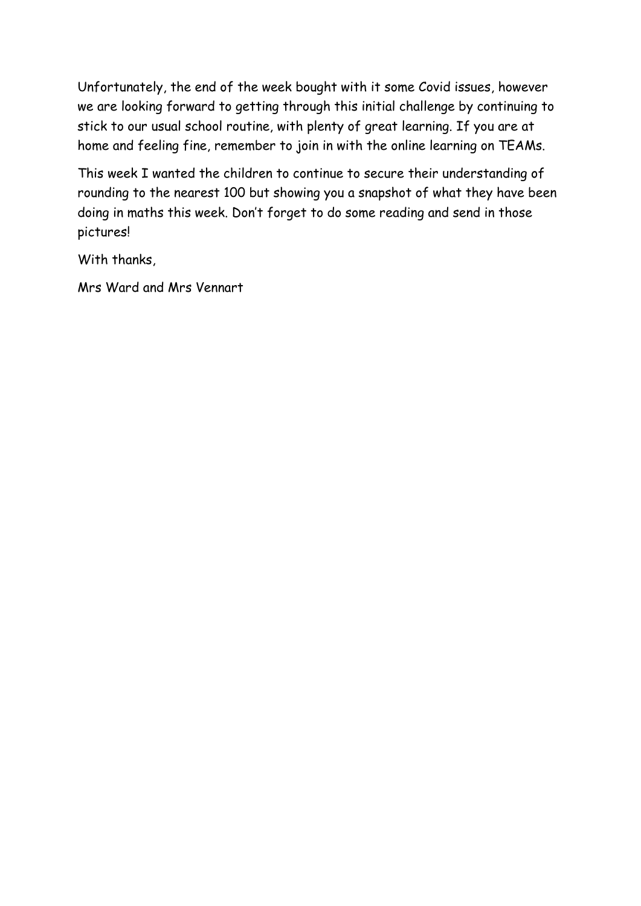Unfortunately, the end of the week bought with it some Covid issues, however we are looking forward to getting through this initial challenge by continuing to stick to our usual school routine, with plenty of great learning. If you are at home and feeling fine, remember to join in with the online learning on TEAMs.

This week I wanted the children to continue to secure their understanding of rounding to the nearest 100 but showing you a snapshot of what they have been doing in maths this week. Don't forget to do some reading and send in those pictures!

With thanks,

Mrs Ward and Mrs Vennart